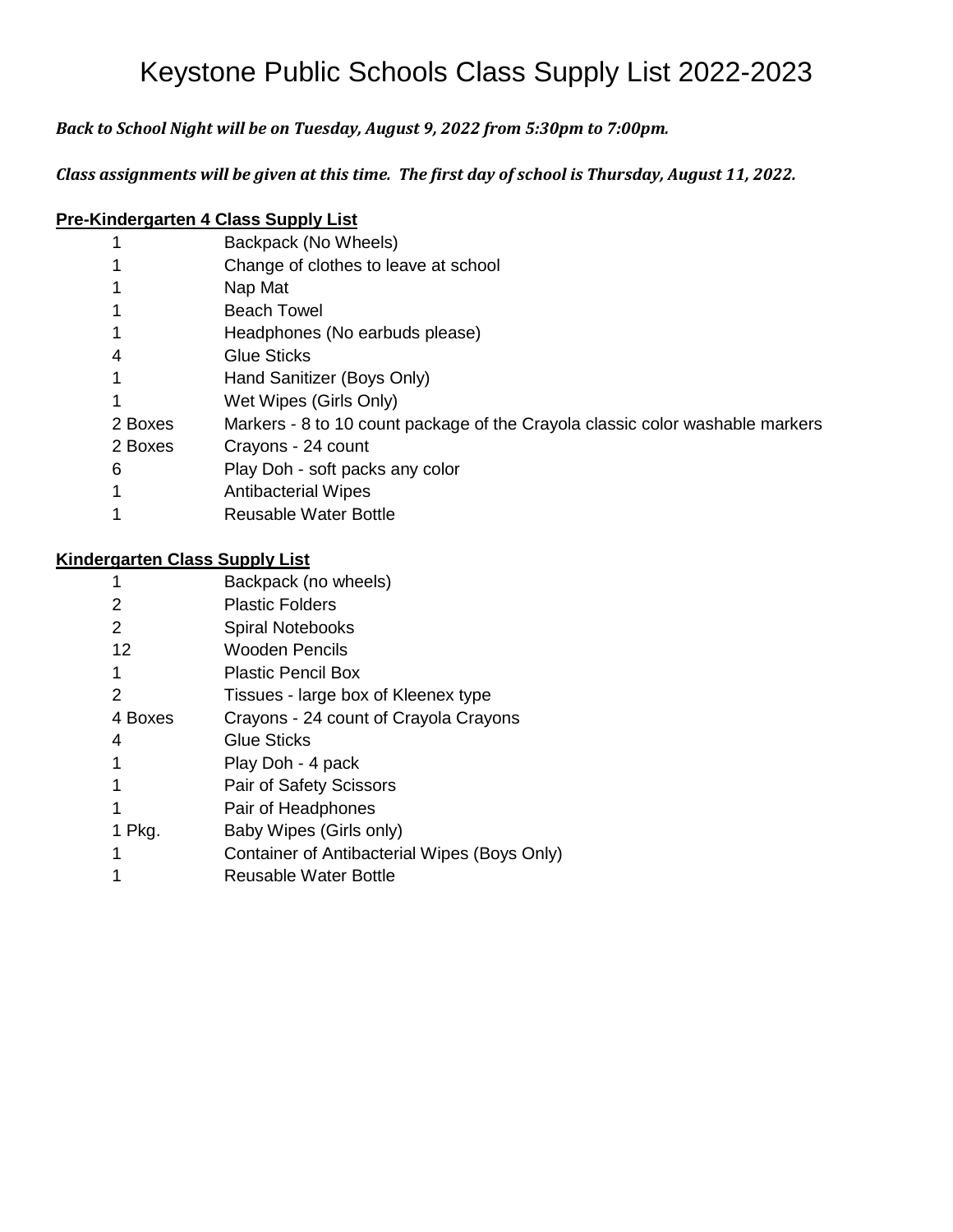# Keystone Public Schools Class Supply List 2022-2023

***Back to School Night will be on Tuesday, August 9, 2022 from 5:30pm to 7:00pm.***

***Class assignments will be given at this time. The first day of school is Thursday, August 11, 2022.***

**Pre-Kindergarten 4 Class Supply List**

| | |
|---|---|
| 1 | Backpack (No Wheels) |
| 1 | Change of clothes to leave at school |
| 1 | Nap Mat |
| 1 | Beach Towel |
| 1 | Headphones (No earbuds please) |
| 4 | Glue Sticks |
| 1 | Hand Sanitizer (Boys Only) |
| 1 | Wet Wipes (Girls Only) |
| 2 Boxes | Markers - 8 to 10 count package of the Crayola classic color washable markers |
| 2 Boxes | Crayons - 24 count |
| 6 | Play Doh - soft packs any color |
| 1 | Antibacterial Wipes |
| 1 | Reusable Water Bottle |

**Kindergarten Class Supply List**

| | |
|---|---|
| 1 | Backpack (no wheels) |
| 2 | Plastic Folders |
| 2 | Spiral Notebooks |
| 12 | Wooden Pencils |
| 1 | Plastic Pencil Box |
| 2 | Tissues - large box of Kleenex type |
| 4 Boxes | Crayons - 24 count of Crayola Crayons |
| 4 | Glue Sticks |
| 1 | Play Doh - 4 pack |
| 1 | Pair of Safety Scissors |
| 1 | Pair of Headphones |
| 1 Pkg. | Baby Wipes (Girls only) |
| 1 | Container of Antibacterial Wipes (Boys Only) |
| 1 | Reusable Water Bottle |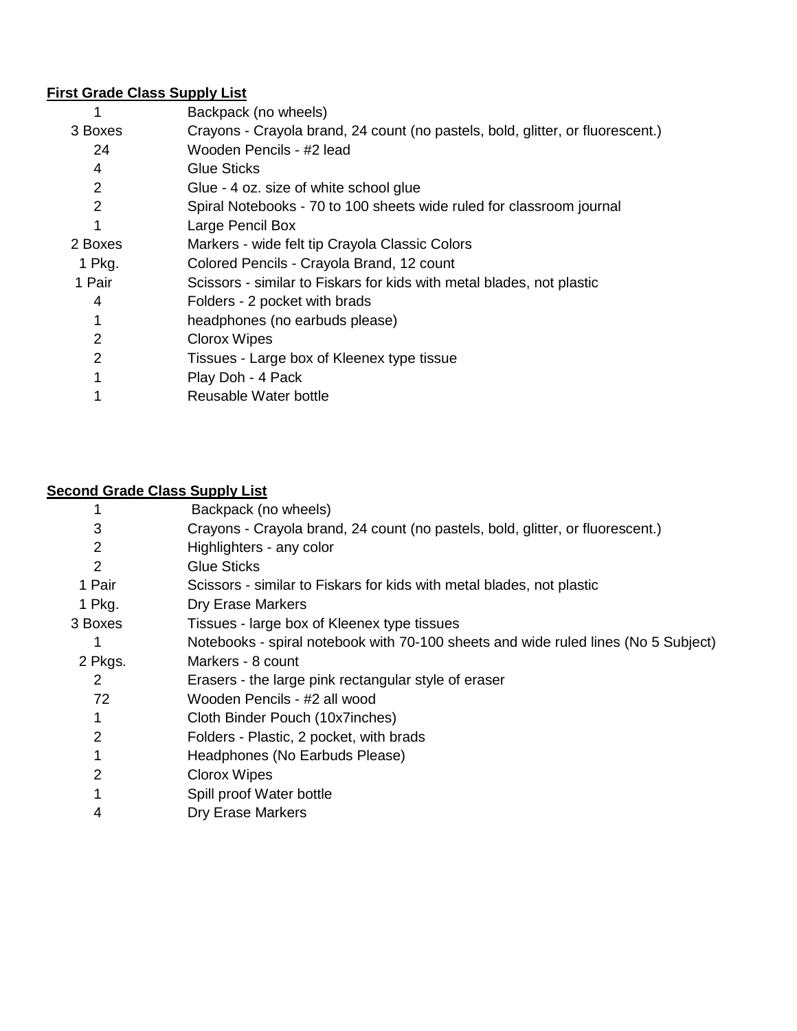**First Grade Class Supply List**

| | |
|---|---|
| 1 | Backpack (no wheels) |
| 3 Boxes | Crayons - Crayola brand, 24 count (no pastels, bold, glitter, or fluorescent.) |
| 24 | Wooden Pencils - #2 lead |
| 4 | Glue Sticks |
| 2 | Glue - 4 oz. size of white school glue |
| 2 | Spiral Notebooks - 70 to 100 sheets wide ruled for classroom journal |
| 1 | Large Pencil Box |
| 2 Boxes | Markers - wide felt tip Crayola Classic Colors |
| 1 Pkg. | Colored Pencils - Crayola Brand, 12 count |
| 1 Pair | Scissors - similar to Fiskars for kids with metal blades, not plastic |
| 4 | Folders - 2 pocket with brads |
| 1 | headphones (no earbuds please) |
| 2 | Clorox Wipes |
| 2 | Tissues - Large box of Kleenex type tissue |
| 1 | Play Doh - 4 Pack |
| 1 | Reusable Water bottle |

**Second Grade Class Supply List**

| | |
|---|---|
| 1 | Backpack (no wheels) |
| 3 | Crayons - Crayola brand, 24 count (no pastels, bold, glitter, or fluorescent.) |
| 2 | Highlighters - any color |
| 2 | Glue Sticks |
| 1 Pair | Scissors - similar to Fiskars for kids with metal blades, not plastic |
| 1 Pkg. | Dry Erase Markers |
| 3 Boxes | Tissues - large box of Kleenex type tissues |
| 1 | Notebooks - spiral notebook with 70-100 sheets and wide ruled lines (No 5 Subject) |
| 2 Pkgs. | Markers - 8 count |
| 2 | Erasers - the large pink rectangular style of eraser |
| 72 | Wooden Pencils - #2 all wood |
| 1 | Cloth Binder Pouch (10x7inches) |
| 2 | Folders - Plastic, 2 pocket, with brads |
| 1 | Headphones (No Earbuds Please) |
| 2 | Clorox Wipes |
| 1 | Spill proof Water bottle |
| 4 | Dry Erase Markers |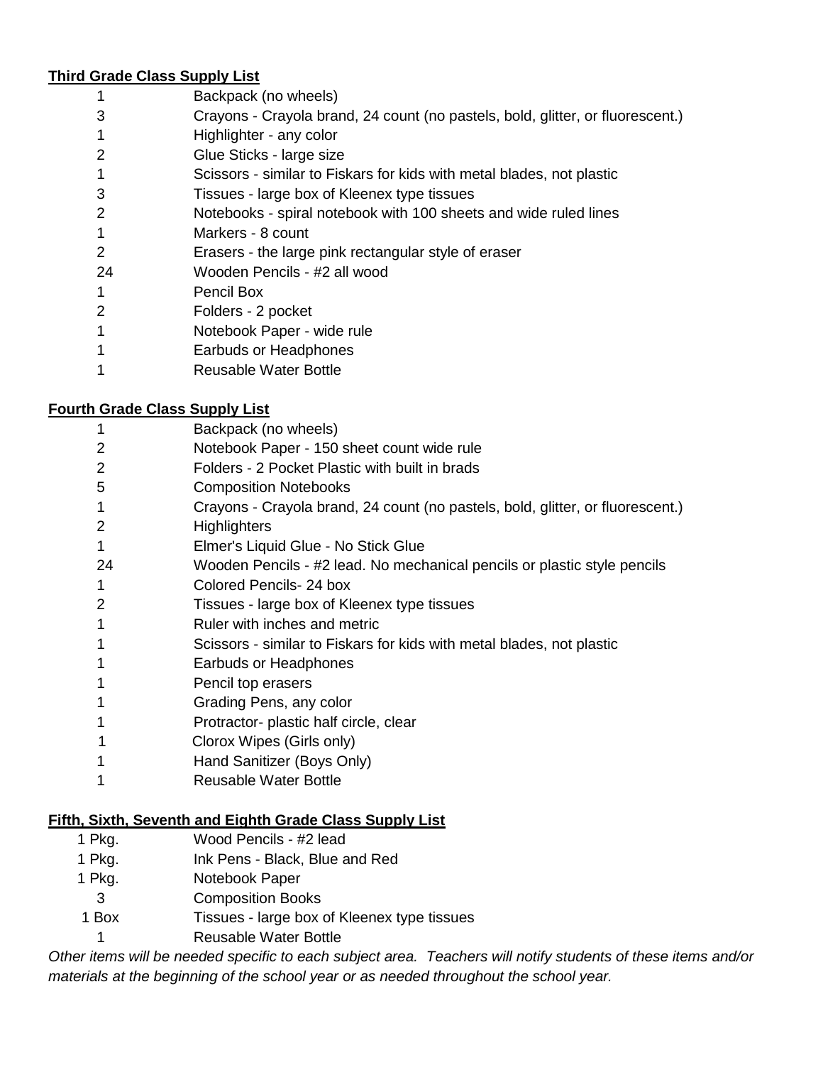**Third Grade Class Supply List**

| | |
|---|---|
| 1 | Backpack (no wheels) |
| 3 | Crayons - Crayola brand, 24 count (no pastels, bold, glitter, or fluorescent.) |
| 1 | Highlighter - any color |
| 2 | Glue Sticks - large size |
| 1 | Scissors - similar to Fiskars for kids with metal blades, not plastic |
| 3 | Tissues - large box of Kleenex type tissues |
| 2 | Notebooks - spiral notebook with 100 sheets and wide ruled lines |
| 1 | Markers - 8 count |
| 2 | Erasers - the large pink rectangular style of eraser |
| 24 | Wooden Pencils - #2 all wood |
| 1 | Pencil Box |
| 2 | Folders - 2 pocket |
| 1 | Notebook Paper - wide rule |
| 1 | Earbuds or Headphones |
| 1 | Reusable Water Bottle |

**Fourth Grade Class Supply List**

| | |
|---|---|
| 1 | Backpack (no wheels) |
| 2 | Notebook Paper - 150 sheet count wide rule |
| 2 | Folders - 2 Pocket Plastic with built in brads |
| 5 | Composition Notebooks |
| 1 | Crayons - Crayola brand, 24 count (no pastels, bold, glitter, or fluorescent.) |
| 2 | Highlighters |
| 1 | Elmer's Liquid Glue - No Stick Glue |
| 24 | Wooden Pencils - #2 lead. No mechanical pencils or plastic style pencils |
| 1 | Colored Pencils- 24 box |
| 2 | Tissues - large box of Kleenex type tissues |
| 1 | Ruler with inches and metric |
| 1 | Scissors - similar to Fiskars for kids with metal blades, not plastic |
| 1 | Earbuds or Headphones |
| 1 | Pencil top erasers |
| 1 | Grading Pens, any color |
| 1 | Protractor- plastic half circle, clear |
| 1 | Clorox Wipes (Girls only) |
| 1 | Hand Sanitizer (Boys Only) |
| 1 | Reusable Water Bottle |

**Fifth, Sixth, Seventh and Eighth Grade Class Supply List**

| | |
|---|---|
| 1 Pkg. | Wood Pencils - #2 lead |
| 1 Pkg. | Ink Pens - Black, Blue and Red |
| 1 Pkg. | Notebook Paper |
| 3 | Composition Books |
| 1 Box | Tissues - large box of Kleenex type tissues |
| 1 | Reusable Water Bottle |

*Other items will be needed specific to each subject area. Teachers will notify students of these items and/or materials at the beginning of the school year or as needed throughout the school year.*